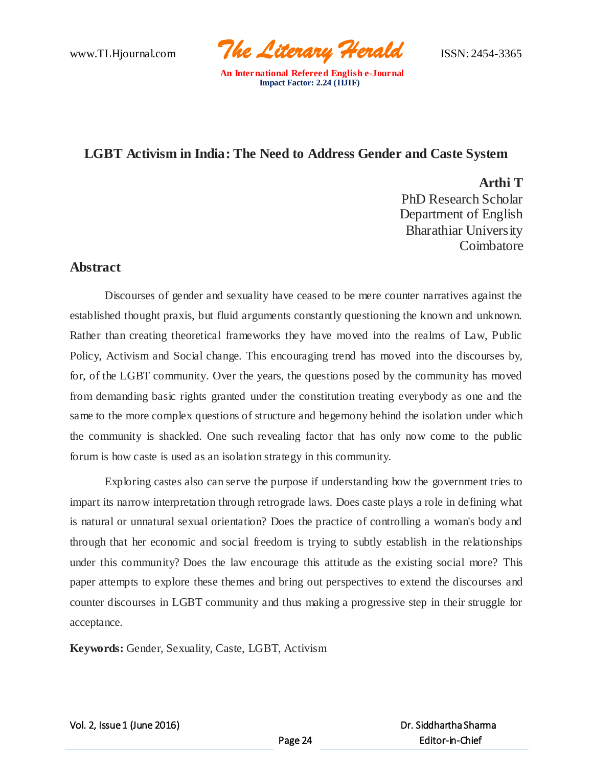# LGBT Activism in India: The Need to Address Gender and Caste System

**Arthi T**
PhD Research Scholar
Department of English
Bharathiar University
Coimbatore

## Abstract

Discourses of gender and sexuality have ceased to be mere counter narratives against the established thought praxis, but fluid arguments constantly questioning the known and unknown. Rather than creating theoretical frameworks they have moved into the realms of Law, Public Policy, Activism and Social change. This encouraging trend has moved into the discourses by, for, of the LGBT community. Over the years, the questions posed by the community has moved from demanding basic rights granted under the constitution treating everybody as one and the same to the more complex questions of structure and hegemony behind the isolation under which the community is shackled. One such revealing factor that has only now come to the public forum is how caste is used as an isolation strategy in this community.

Exploring castes also can serve the purpose if understanding how the government tries to impart its narrow interpretation through retrograde laws. Does caste plays a role in defining what is natural or unnatural sexual orientation? Does the practice of controlling a woman's body and through that her economic and social freedom is trying to subtly establish in the relationships under this community? Does the law encourage this attitude as the existing social more? This paper attempts to explore these themes and bring out perspectives to extend the discourses and counter discourses in LGBT community and thus making a progressive step in their struggle for acceptance.

**Keywords:** Gender, Sexuality, Caste, LGBT, Activism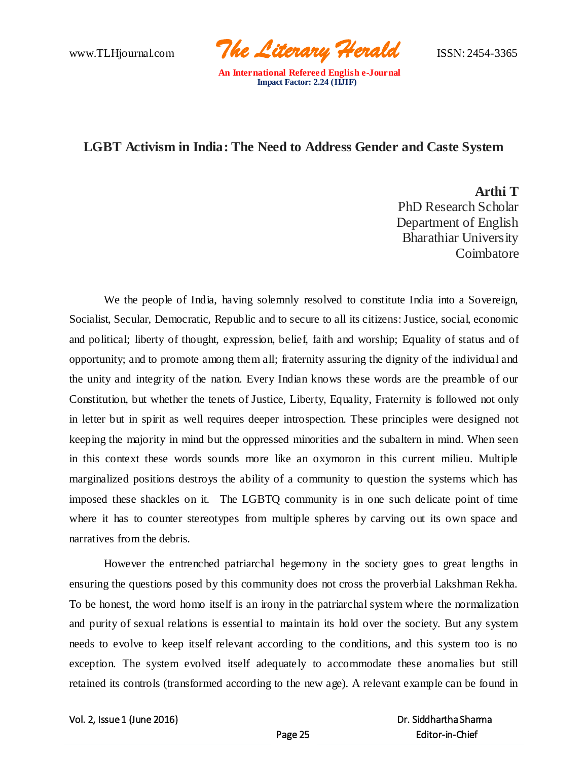# LGBT Activism in India: The Need to Address Gender and Caste System

**Arthi T**
PhD Research Scholar
Department of English
Bharathiar University
Coimbatore

We the people of India, having solemnly resolved to constitute India into a Sovereign, Socialist, Secular, Democratic, Republic and to secure to all its citizens: Justice, social, economic and political; liberty of thought, expression, belief, faith and worship; Equality of status and of opportunity; and to promote among them all; fraternity assuring the dignity of the individual and the unity and integrity of the nation. Every Indian knows these words are the preamble of our Constitution, but whether the tenets of Justice, Liberty, Equality, Fraternity is followed not only in letter but in spirit as well requires deeper introspection. These principles were designed not keeping the majority in mind but the oppressed minorities and the subaltern in mind. When seen in this context these words sounds more like an oxymoron in this current milieu. Multiple marginalized positions destroys the ability of a community to question the systems which has imposed these shackles on it. The LGBTQ community is in one such delicate point of time where it has to counter stereotypes from multiple spheres by carving out its own space and narratives from the debris.

However the entrenched patriarchal hegemony in the society goes to great lengths in ensuring the questions posed by this community does not cross the proverbial Lakshman Rekha. To be honest, the word homo itself is an irony in the patriarchal system where the normalization and purity of sexual relations is essential to maintain its hold over the society. But any system needs to evolve to keep itself relevant according to the conditions, and this system too is no exception. The system evolved itself adequately to accommodate these anomalies but still retained its controls (transformed according to the new age). A relevant example can be found in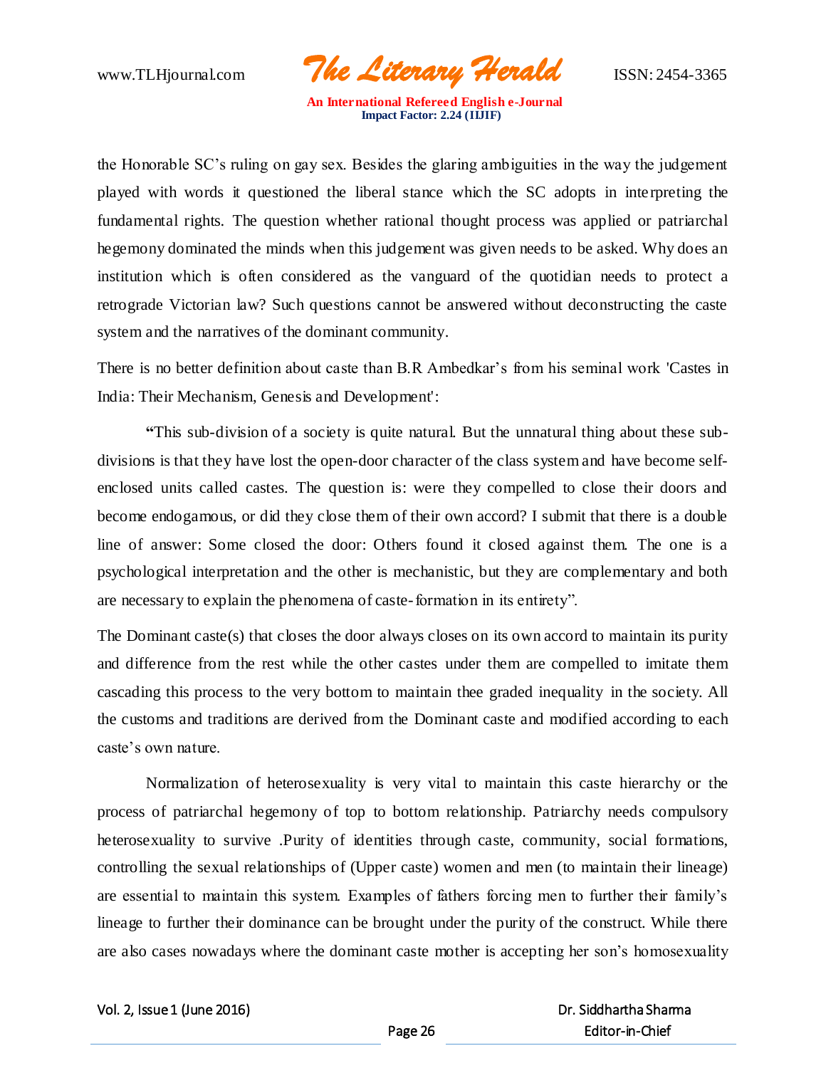the Honorable SC's ruling on gay sex. Besides the glaring ambiguities in the way the judgement played with words it questioned the liberal stance which the SC adopts in interpreting the fundamental rights. The question whether rational thought process was applied or patriarchal hegemony dominated the minds when this judgement was given needs to be asked. Why does an institution which is often considered as the vanguard of the quotidian needs to protect a retrograde Victorian law? Such questions cannot be answered without deconstructing the caste system and the narratives of the dominant community.

There is no better definition about caste than B.R Ambedkar's from his seminal work 'Castes in India: Their Mechanism, Genesis and Development':

> **"**This sub-division of a society is quite natural. But the unnatural thing about these sub-divisions is that they have lost the open-door character of the class system and have become self-enclosed units called castes. The question is: were they compelled to close their doors and become endogamous, or did they close them of their own accord? I submit that there is a double line of answer: Some closed the door: Others found it closed against them. The one is a psychological interpretation and the other is mechanistic, but they are complementary and both are necessary to explain the phenomena of caste-formation in its entirety".

The Dominant caste(s) that closes the door always closes on its own accord to maintain its purity and difference from the rest while the other castes under them are compelled to imitate them cascading this process to the very bottom to maintain thee graded inequality in the society. All the customs and traditions are derived from the Dominant caste and modified according to each caste's own nature.

Normalization of heterosexuality is very vital to maintain this caste hierarchy or the process of patriarchal hegemony of top to bottom relationship. Patriarchy needs compulsory heterosexuality to survive .Purity of identities through caste, community, social formations, controlling the sexual relationships of (Upper caste) women and men (to maintain their lineage) are essential to maintain this system. Examples of fathers forcing men to further their family's lineage to further their dominance can be brought under the purity of the construct. While there are also cases nowadays where the dominant caste mother is accepting her son's homosexuality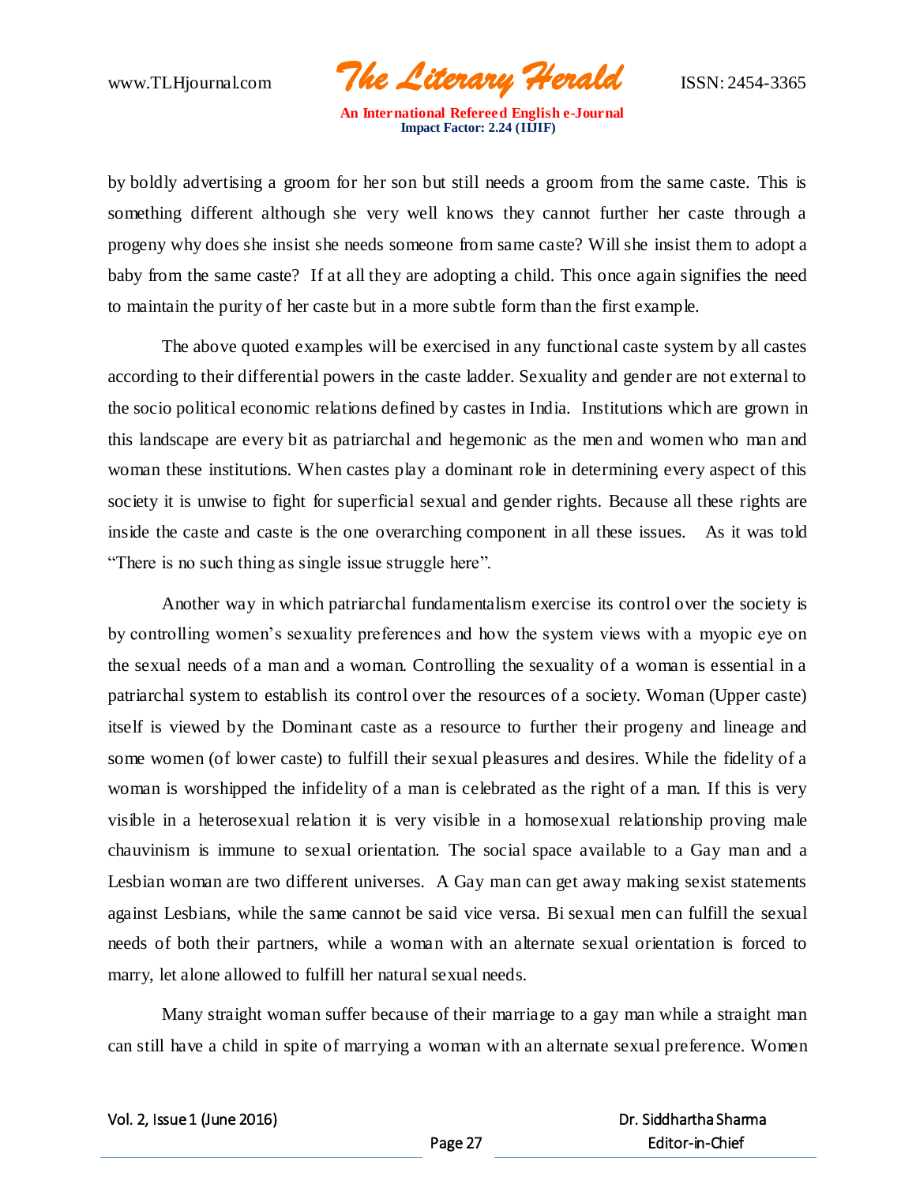by boldly advertising a groom for her son but still needs a groom from the same caste. This is something different although she very well knows they cannot further her caste through a progeny why does she insist she needs someone from same caste? Will she insist them to adopt a baby from the same caste? If at all they are adopting a child. This once again signifies the need to maintain the purity of her caste but in a more subtle form than the first example.

The above quoted examples will be exercised in any functional caste system by all castes according to their differential powers in the caste ladder. Sexuality and gender are not external to the socio political economic relations defined by castes in India. Institutions which are grown in this landscape are every bit as patriarchal and hegemonic as the men and women who man and woman these institutions. When castes play a dominant role in determining every aspect of this society it is unwise to fight for superficial sexual and gender rights. Because all these rights are inside the caste and caste is the one overarching component in all these issues. As it was told "There is no such thing as single issue struggle here".

Another way in which patriarchal fundamentalism exercise its control over the society is by controlling women's sexuality preferences and how the system views with a myopic eye on the sexual needs of a man and a woman. Controlling the sexuality of a woman is essential in a patriarchal system to establish its control over the resources of a society. Woman (Upper caste) itself is viewed by the Dominant caste as a resource to further their progeny and lineage and some women (of lower caste) to fulfill their sexual pleasures and desires. While the fidelity of a woman is worshipped the infidelity of a man is celebrated as the right of a man. If this is very visible in a heterosexual relation it is very visible in a homosexual relationship proving male chauvinism is immune to sexual orientation. The social space available to a Gay man and a Lesbian woman are two different universes. A Gay man can get away making sexist statements against Lesbians, while the same cannot be said vice versa. Bi sexual men can fulfill the sexual needs of both their partners, while a woman with an alternate sexual orientation is forced to marry, let alone allowed to fulfill her natural sexual needs.

Many straight woman suffer because of their marriage to a gay man while a straight man can still have a child in spite of marrying a woman with an alternate sexual preference. Women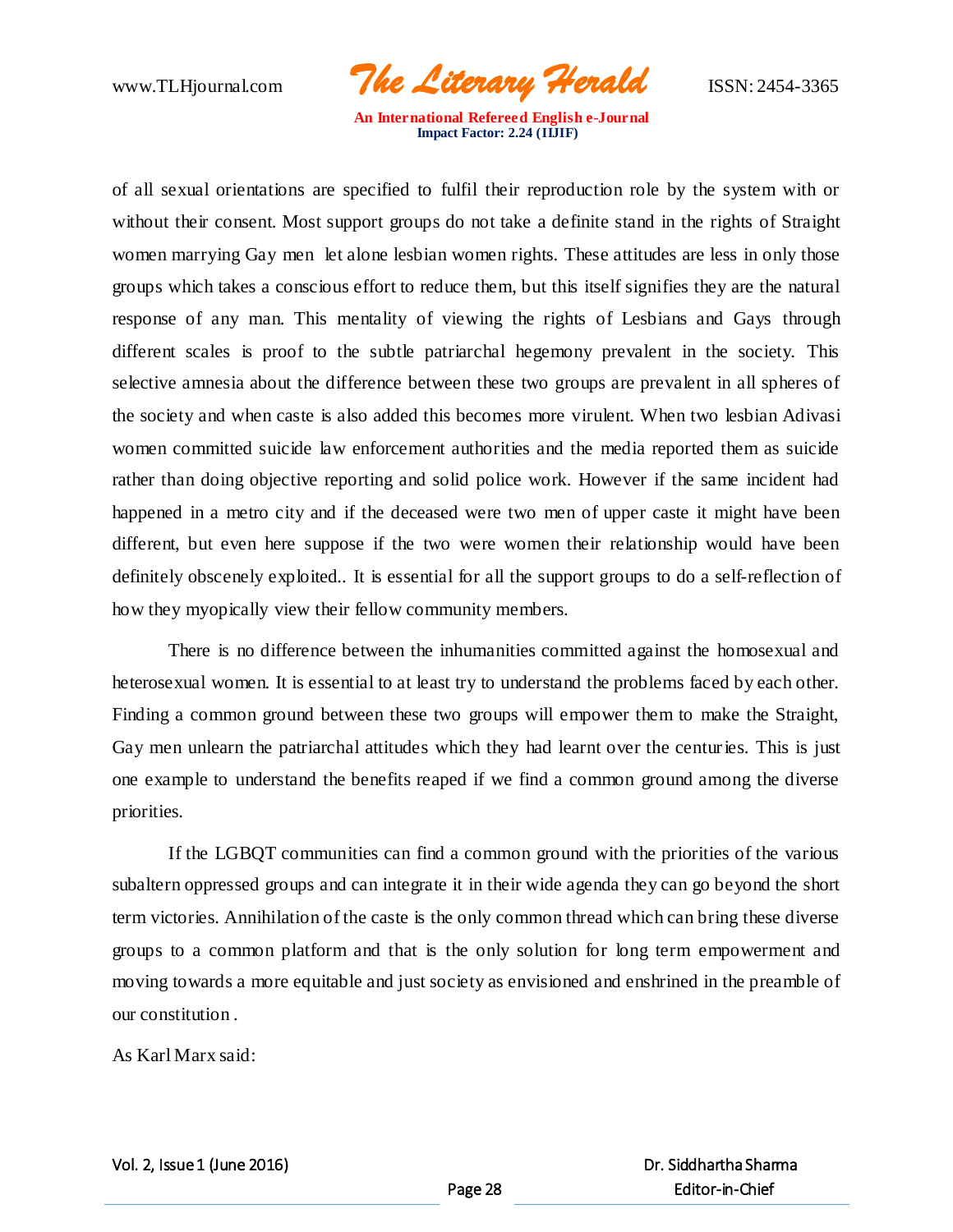of all sexual orientations are specified to fulfil their reproduction role by the system with or without their consent. Most support groups do not take a definite stand in the rights of Straight women marrying Gay men let alone lesbian women rights. These attitudes are less in only those groups which takes a conscious effort to reduce them, but this itself signifies they are the natural response of any man. This mentality of viewing the rights of Lesbians and Gays through different scales is proof to the subtle patriarchal hegemony prevalent in the society. This selective amnesia about the difference between these two groups are prevalent in all spheres of the society and when caste is also added this becomes more virulent. When two lesbian Adivasi women committed suicide law enforcement authorities and the media reported them as suicide rather than doing objective reporting and solid police work. However if the same incident had happened in a metro city and if the deceased were two men of upper caste it might have been different, but even here suppose if the two were women their relationship would have been definitely obscenely exploited.. It is essential for all the support groups to do a self-reflection of how they myopically view their fellow community members.

There is no difference between the inhumanities committed against the homosexual and heterosexual women. It is essential to at least try to understand the problems faced by each other. Finding a common ground between these two groups will empower them to make the Straight, Gay men unlearn the patriarchal attitudes which they had learnt over the centuries. This is just one example to understand the benefits reaped if we find a common ground among the diverse priorities.

If the LGBQT communities can find a common ground with the priorities of the various subaltern oppressed groups and can integrate it in their wide agenda they can go beyond the short term victories. Annihilation of the caste is the only common thread which can bring these diverse groups to a common platform and that is the only solution for long term empowerment and moving towards a more equitable and just society as envisioned and enshrined in the preamble of our constitution .

As Karl Marx said: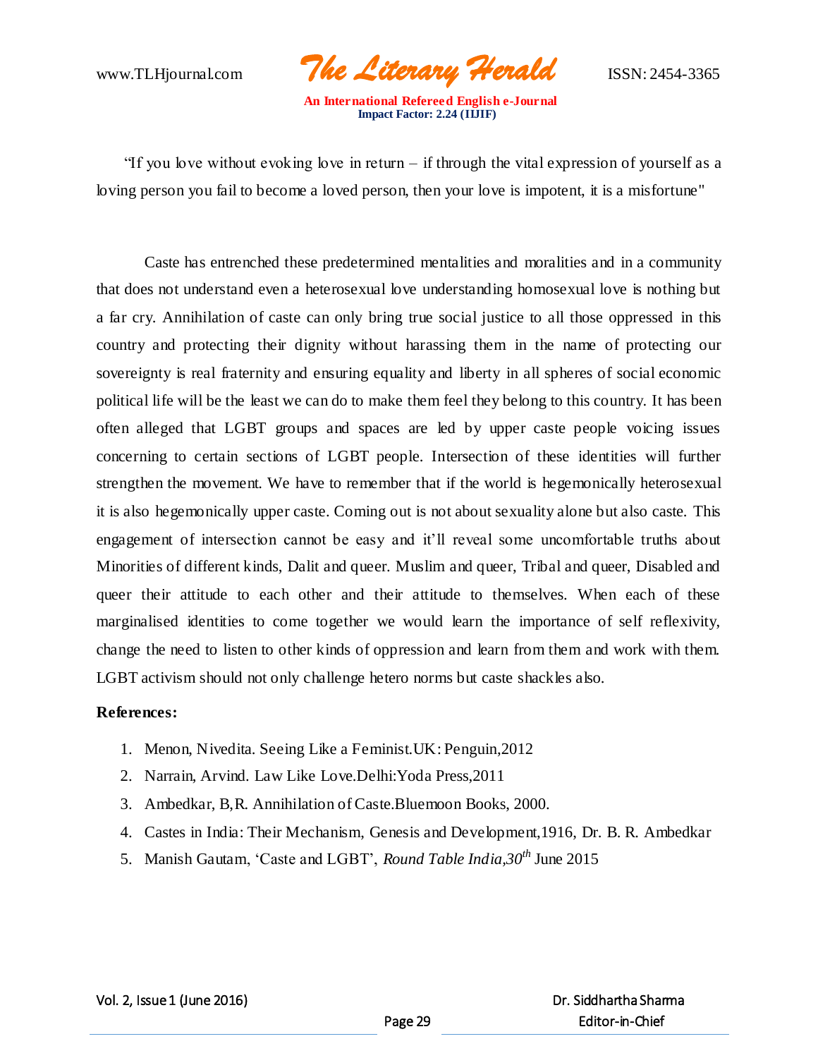"If you love without evoking love in return – if through the vital expression of yourself as a loving person you fail to become a loved person, then your love is impotent, it is a misfortune"

Caste has entrenched these predetermined mentalities and moralities and in a community that does not understand even a heterosexual love understanding homosexual love is nothing but a far cry. Annihilation of caste can only bring true social justice to all those oppressed in this country and protecting their dignity without harassing them in the name of protecting our sovereignty is real fraternity and ensuring equality and liberty in all spheres of social economic political life will be the least we can do to make them feel they belong to this country. It has been often alleged that LGBT groups and spaces are led by upper caste people voicing issues concerning to certain sections of LGBT people. Intersection of these identities will further strengthen the movement. We have to remember that if the world is hegemonically heterosexual it is also hegemonically upper caste. Coming out is not about sexuality alone but also caste. This engagement of intersection cannot be easy and it'll reveal some uncomfortable truths about Minorities of different kinds, Dalit and queer. Muslim and queer, Tribal and queer, Disabled and queer their attitude to each other and their attitude to themselves. When each of these marginalised identities to come together we would learn the importance of self reflexivity, change the need to listen to other kinds of oppression and learn from them and work with them. LGBT activism should not only challenge hetero norms but caste shackles also.

**References:**

1. Menon, Nivedita. Seeing Like a Feminist.UK: Penguin,2012
2. Narrain, Arvind. Law Like Love.Delhi:Yoda Press,2011
3. Ambedkar, B,R. Annihilation of Caste.Bluemoon Books, 2000.
4. Castes in India: Their Mechanism, Genesis and Development,1916, Dr. B. R. Ambedkar
5. Manish Gautam, 'Caste and LGBT', *Round Table India,30th* June 2015